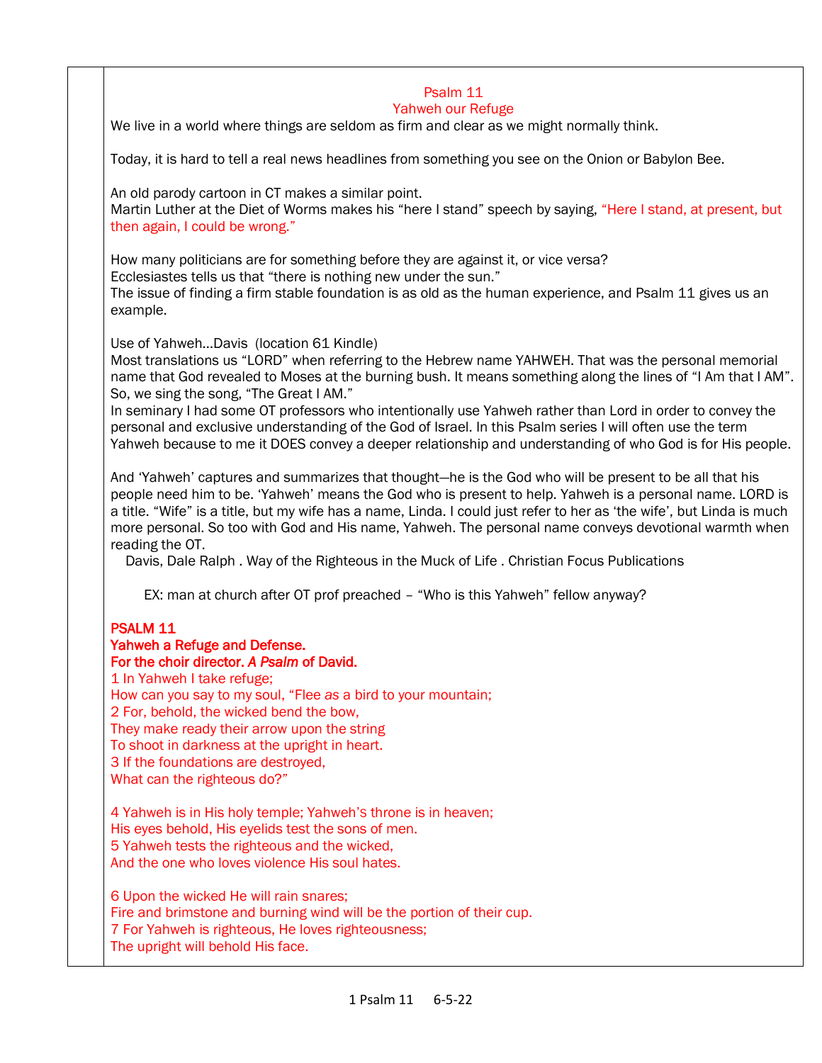# Psalm 11
## Yahweh our Refuge

We live in a world where things are seldom as firm and clear as we might normally think.

Today, it is hard to tell a real news headlines from something you see on the Onion or Babylon Bee.

An old parody cartoon in CT makes a similar point.
Martin Luther at the Diet of Worms makes his "here I stand" speech by saying, "Here I stand, at present, but then again, I could be wrong."

How many politicians are for something before they are against it, or vice versa?
Ecclesiastes tells us that "there is nothing new under the sun."
The issue of finding a firm stable foundation is as old as the human experience, and Psalm 11 gives us an example.

Use of Yahweh…Davis (location 61 Kindle)
Most translations us "LORD" when referring to the Hebrew name YAHWEH. That was the personal memorial name that God revealed to Moses at the burning bush. It means something along the lines of "I Am that I AM". So, we sing the song, "The Great I AM."
In seminary I had some OT professors who intentionally use Yahweh rather than Lord in order to convey the personal and exclusive understanding of the God of Israel. In this Psalm series I will often use the term Yahweh because to me it DOES convey a deeper relationship and understanding of who God is for His people.

And 'Yahweh' captures and summarizes that thought—he is the God who will be present to be all that his people need him to be. 'Yahweh' means the God who is present to help. Yahweh is a personal name. LORD is a title. "Wife" is a title, but my wife has a name, Linda. I could just refer to her as 'the wife', but Linda is much more personal. So too with God and His name, Yahweh. The personal name conveys devotional warmth when reading the OT.
Davis, Dale Ralph . Way of the Righteous in the Muck of Life . Christian Focus Publications

EX: man at church after OT prof preached – "Who is this Yahweh" fellow anyway?

**PSALM 11**
**Yahweh a Refuge and Defense.**
**For the choir director. *A Psalm* of David.**

1 In Yahweh I take refuge;
How can you say to my soul, "Flee *as* a bird to your mountain;
2 For, behold, the wicked bend the bow,
They make ready their arrow upon the string
To shoot in darkness at the upright in heart.
3 If the foundations are destroyed,
What can the righteous do?"

4 Yahweh is in His holy temple; Yahweh's throne is in heaven;
His eyes behold, His eyelids test the sons of men.
5 Yahweh tests the righteous and the wicked,
And the one who loves violence His soul hates.

6 Upon the wicked He will rain snares;
Fire and brimstone and burning wind will be the portion of their cup.
7 For Yahweh is righteous, He loves righteousness;
The upright will behold His face.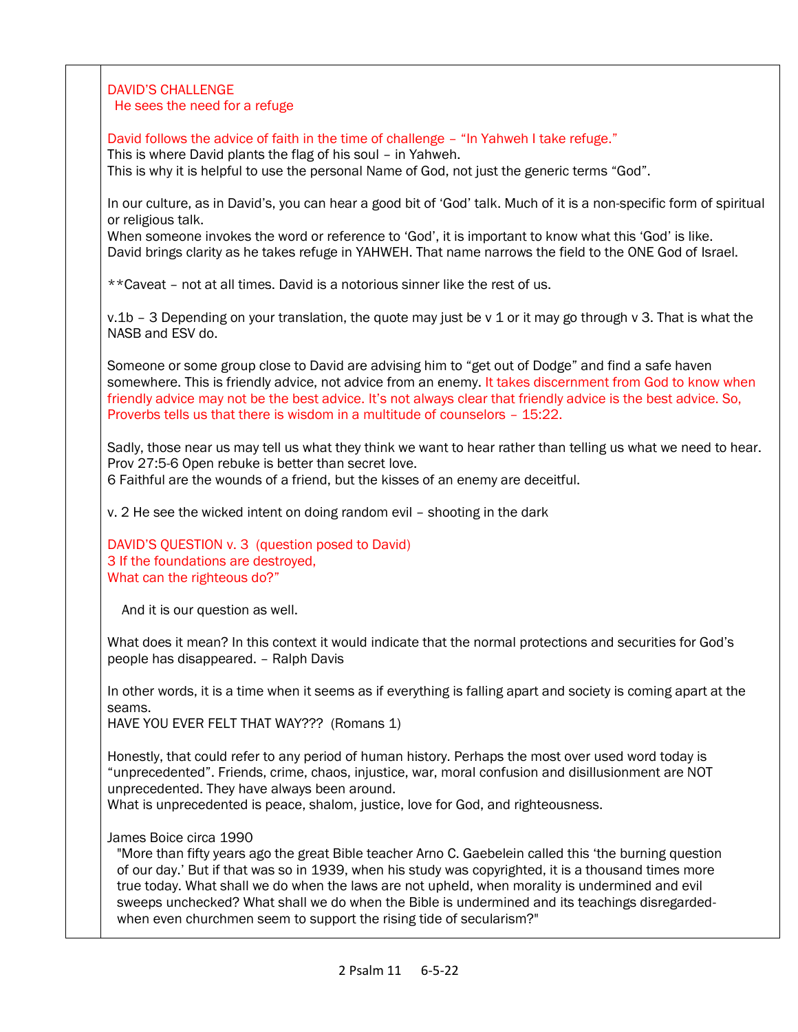DAVID'S CHALLENGE
He sees the need for a refuge

David follows the advice of faith in the time of challenge – "In Yahweh I take refuge."
This is where David plants the flag of his soul – in Yahweh.
This is why it is helpful to use the personal Name of God, not just the generic terms "God".

In our culture, as in David's, you can hear a good bit of 'God' talk. Much of it is a non-specific form of spiritual or religious talk.
When someone invokes the word or reference to 'God', it is important to know what this 'God' is like.
David brings clarity as he takes refuge in YAHWEH. That name narrows the field to the ONE God of Israel.

**Caveat – not at all times. David is a notorious sinner like the rest of us.

v.1b – 3 Depending on your translation, the quote may just be v 1 or it may go through v 3. That is what the NASB and ESV do.

Someone or some group close to David are advising him to "get out of Dodge" and find a safe haven somewhere. This is friendly advice, not advice from an enemy. It takes discernment from God to know when friendly advice may not be the best advice. It's not always clear that friendly advice is the best advice. So, Proverbs tells us that there is wisdom in a multitude of counselors – 15:22.

Sadly, those near us may tell us what they think we want to hear rather than telling us what we need to hear.
Prov 27:5-6 Open rebuke is better than secret love.
6 Faithful are the wounds of a friend, but the kisses of an enemy are deceitful.

v. 2 He see the wicked intent on doing random evil – shooting in the dark

DAVID'S QUESTION v. 3 (question posed to David)
3 If the foundations are destroyed,
What can the righteous do?"

And it is our question as well.

What does it mean? In this context it would indicate that the normal protections and securities for God's people has disappeared. – Ralph Davis

In other words, it is a time when it seems as if everything is falling apart and society is coming apart at the seams.
HAVE YOU EVER FELT THAT WAY??? (Romans 1)

Honestly, that could refer to any period of human history. Perhaps the most over used word today is "unprecedented". Friends, crime, chaos, injustice, war, moral confusion and disillusionment are NOT unprecedented. They have always been around.
What is unprecedented is peace, shalom, justice, love for God, and righteousness.

James Boice circa 1990
"More than fifty years ago the great Bible teacher Arno C. Gaebelein called this 'the burning question of our day.' But if that was so in 1939, when his study was copyrighted, it is a thousand times more true today. What shall we do when the laws are not upheld, when morality is undermined and evil sweeps unchecked? What shall we do when the Bible is undermined and its teachings disregarded- when even churchmen seem to support the rising tide of secularism?"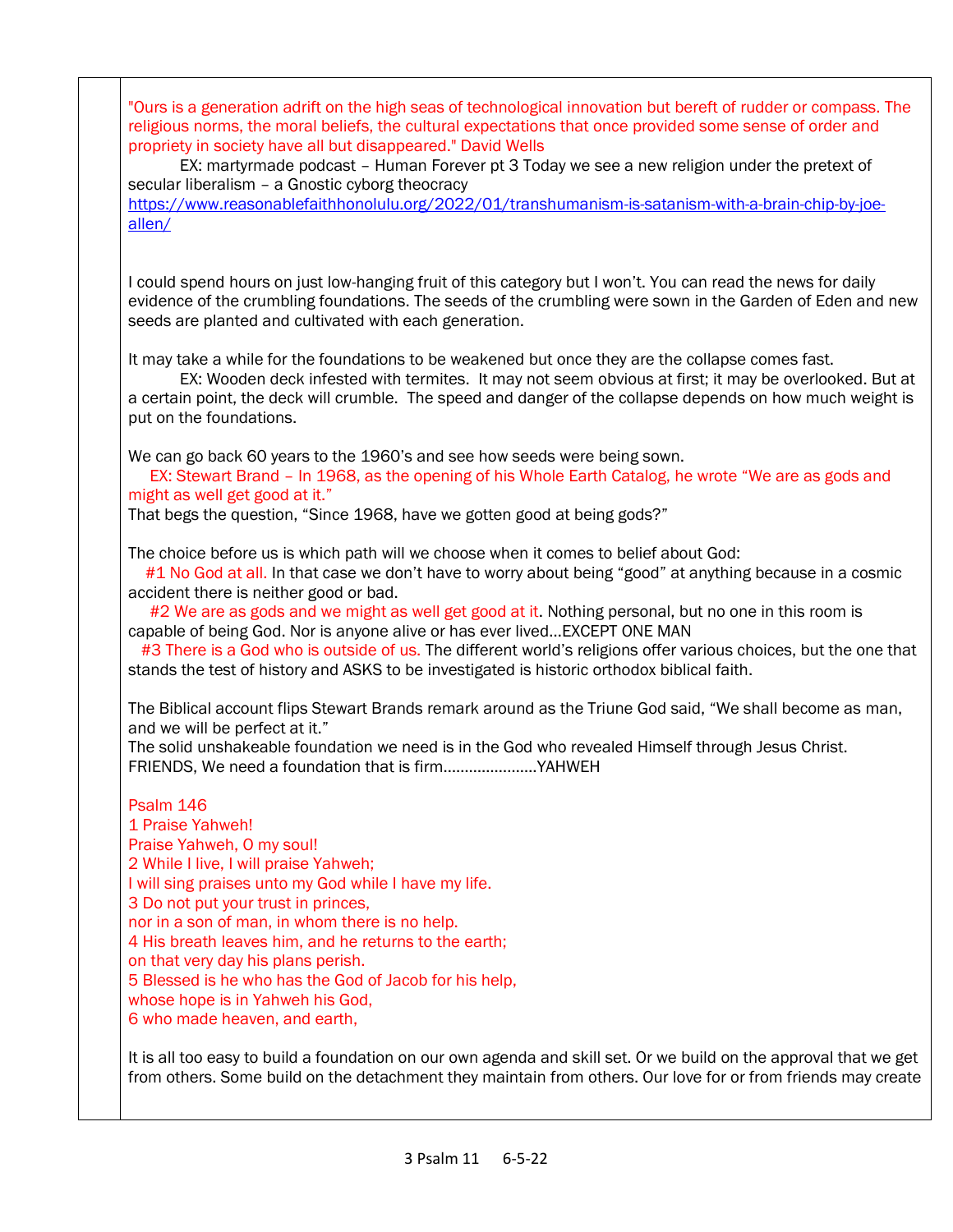"Ours is a generation adrift on the high seas of technological innovation but bereft of rudder or compass. The religious norms, the moral beliefs, the cultural expectations that once provided some sense of order and propriety in society have all but disappeared." David Wells

EX: martyrmade podcast – Human Forever pt 3 Today we see a new religion under the pretext of secular liberalism – a Gnostic cyborg theocracy
https://www.reasonablefaithhonolulu.org/2022/01/transhumanism-is-satanism-with-a-brain-chip-by-joe-allen/

I could spend hours on just low-hanging fruit of this category but I won't. You can read the news for daily evidence of the crumbling foundations. The seeds of the crumbling were sown in the Garden of Eden and new seeds are planted and cultivated with each generation.

It may take a while for the foundations to be weakened but once they are the collapse comes fast.

EX: Wooden deck infested with termites. It may not seem obvious at first; it may be overlooked. But at a certain point, the deck will crumble. The speed and danger of the collapse depends on how much weight is put on the foundations.

We can go back 60 years to the 1960's and see how seeds were being sown.

EX: Stewart Brand – In 1968, as the opening of his Whole Earth Catalog, he wrote "We are as gods and might as well get good at it."

That begs the question, "Since 1968, have we gotten good at being gods?"

The choice before us is which path will we choose when it comes to belief about God:

#1 No God at all. In that case we don't have to worry about being "good" at anything because in a cosmic accident there is neither good or bad.

#2 We are as gods and we might as well get good at it. Nothing personal, but no one in this room is capable of being God. Nor is anyone alive or has ever lived…EXCEPT ONE MAN

#3 There is a God who is outside of us. The different world's religions offer various choices, but the one that stands the test of history and ASKS to be investigated is historic orthodox biblical faith.

The Biblical account flips Stewart Brands remark around as the Triune God said, "We shall become as man, and we will be perfect at it."

The solid unshakeable foundation we need is in the God who revealed Himself through Jesus Christ.

FRIENDS, We need a foundation that is firm…………………..YAHWEH

Psalm 146
1 Praise Yahweh!
Praise Yahweh, O my soul!
2 While I live, I will praise Yahweh;
I will sing praises unto my God while I have my life.
3 Do not put your trust in princes,
nor in a son of man, in whom there is no help.
4 His breath leaves him, and he returns to the earth;
on that very day his plans perish.
5 Blessed is he who has the God of Jacob for his help,
whose hope is in Yahweh his God,
6 who made heaven, and earth,

It is all too easy to build a foundation on our own agenda and skill set. Or we build on the approval that we get from others. Some build on the detachment they maintain from others. Our love for or from friends may create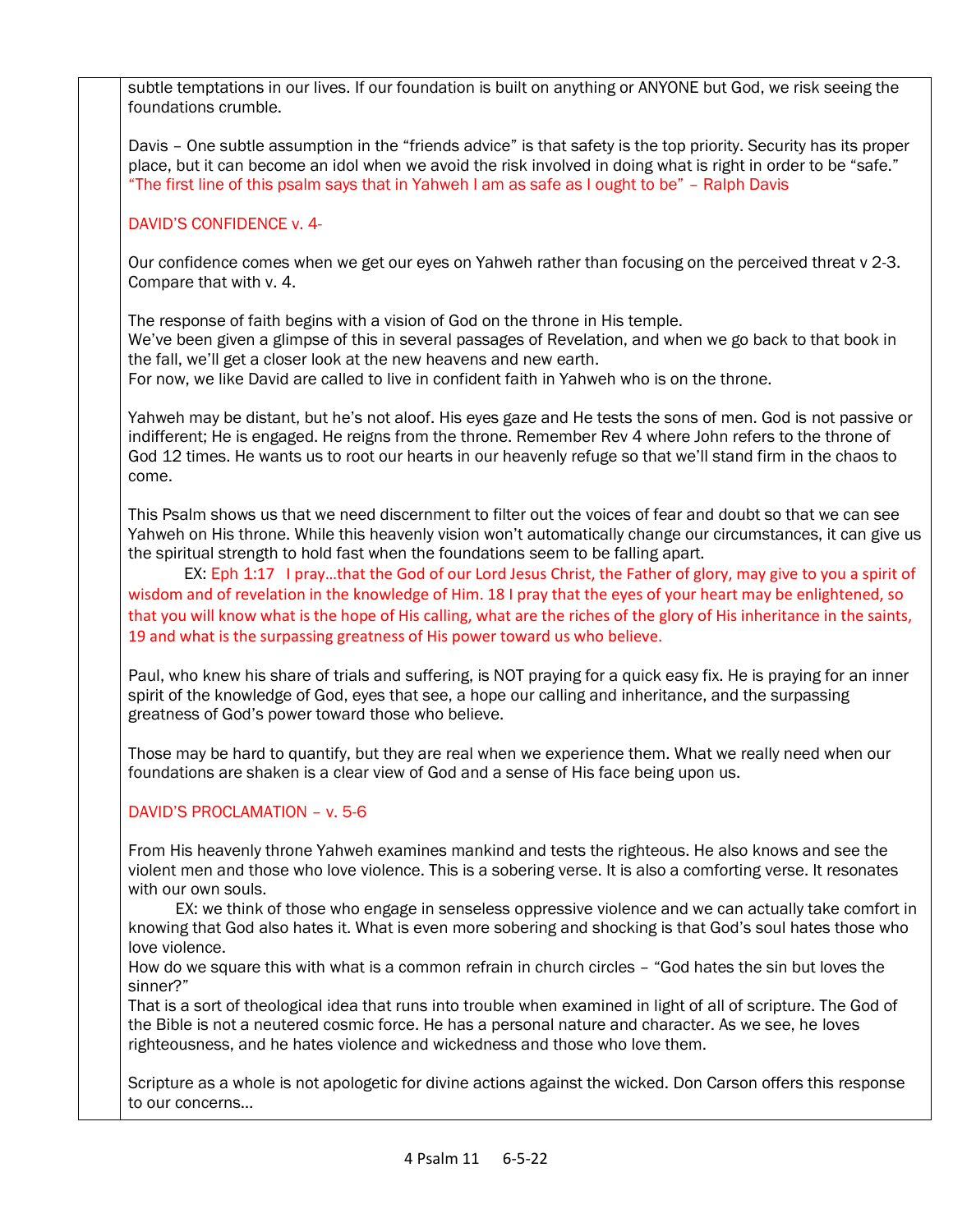subtle temptations in our lives. If our foundation is built on anything or ANYONE but God, we risk seeing the foundations crumble.

Davis – One subtle assumption in the "friends advice" is that safety is the top priority. Security has its proper place, but it can become an idol when we avoid the risk involved in doing what is right in order to be "safe." "The first line of this psalm says that in Yahweh I am as safe as I ought to be" – Ralph Davis

DAVID'S CONFIDENCE v. 4-

Our confidence comes when we get our eyes on Yahweh rather than focusing on the perceived threat v 2-3. Compare that with v. 4.

The response of faith begins with a vision of God on the throne in His temple.
We've been given a glimpse of this in several passages of Revelation, and when we go back to that book in the fall, we'll get a closer look at the new heavens and new earth.
For now, we like David are called to live in confident faith in Yahweh who is on the throne.

Yahweh may be distant, but he's not aloof. His eyes gaze and He tests the sons of men. God is not passive or indifferent; He is engaged. He reigns from the throne. Remember Rev 4 where John refers to the throne of God 12 times. He wants us to root our hearts in our heavenly refuge so that we'll stand firm in the chaos to come.

This Psalm shows us that we need discernment to filter out the voices of fear and doubt so that we can see Yahweh on His throne. While this heavenly vision won't automatically change our circumstances, it can give us the spiritual strength to hold fast when the foundations seem to be falling apart.

EX: Eph 1:17 I pray…that the God of our Lord Jesus Christ, the Father of glory, may give to you a spirit of wisdom and of revelation in the knowledge of Him. 18 I pray that the eyes of your heart may be enlightened, so that you will know what is the hope of His calling, what are the riches of the glory of His inheritance in the saints, 19 and what is the surpassing greatness of His power toward us who believe.

Paul, who knew his share of trials and suffering, is NOT praying for a quick easy fix. He is praying for an inner spirit of the knowledge of God, eyes that see, a hope our calling and inheritance, and the surpassing greatness of God's power toward those who believe.

Those may be hard to quantify, but they are real when we experience them. What we really need when our foundations are shaken is a clear view of God and a sense of His face being upon us.

DAVID'S PROCLAMATION – v. 5-6

From His heavenly throne Yahweh examines mankind and tests the righteous. He also knows and see the violent men and those who love violence. This is a sobering verse. It is also a comforting verse. It resonates with our own souls.

EX: we think of those who engage in senseless oppressive violence and we can actually take comfort in knowing that God also hates it. What is even more sobering and shocking is that God's soul hates those who love violence.
How do we square this with what is a common refrain in church circles – "God hates the sin but loves the sinner?"
That is a sort of theological idea that runs into trouble when examined in light of all of scripture. The God of the Bible is not a neutered cosmic force. He has a personal nature and character. As we see, he loves righteousness, and he hates violence and wickedness and those who love them.

Scripture as a whole is not apologetic for divine actions against the wicked. Don Carson offers this response to our concerns…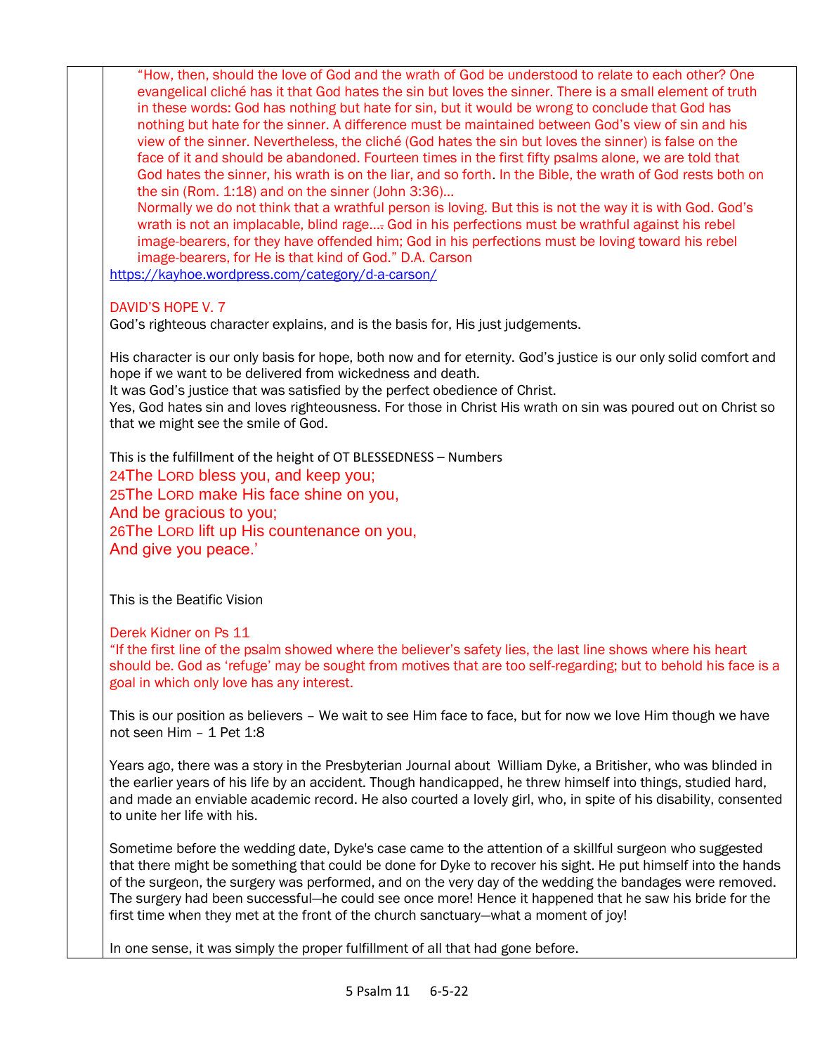"How, then, should the love of God and the wrath of God be understood to relate to each other? One evangelical cliché has it that God hates the sin but loves the sinner. There is a small element of truth in these words: God has nothing but hate for sin, but it would be wrong to conclude that God has nothing but hate for the sinner. A difference must be maintained between God's view of sin and his view of the sinner. Nevertheless, the cliché (God hates the sin but loves the sinner) is false on the face of it and should be abandoned. Fourteen times in the first fifty psalms alone, we are told that God hates the sinner, his wrath is on the liar, and so forth. In the Bible, the wrath of God rests both on the sin (Rom. 1:18) and on the sinner (John 3:36)…

Normally we do not think that a wrathful person is loving. But this is not the way it is with God. God's wrath is not an implacable, blind rage…. God in his perfections must be wrathful against his rebel image-bearers, for they have offended him; God in his perfections must be loving toward his rebel image-bearers, for He is that kind of God." D.A. Carson

https://kayhoe.wordpress.com/category/d-a-carson/

DAVID'S HOPE V. 7

God's righteous character explains, and is the basis for, His just judgements.

His character is our only basis for hope, both now and for eternity. God's justice is our only solid comfort and hope if we want to be delivered from wickedness and death.
It was God's justice that was satisfied by the perfect obedience of Christ.
Yes, God hates sin and loves righteousness. For those in Christ His wrath on sin was poured out on Christ so that we might see the smile of God.

This is the fulfillment of the height of OT BLESSEDNESS – Numbers

24The LORD bless you, and keep you;
25The LORD make His face shine on you,
And be gracious to you;
26The LORD lift up His countenance on you,
And give you peace.'

This is the Beatific Vision

Derek Kidner on Ps 11

"If the first line of the psalm showed where the believer's safety lies, the last line shows where his heart should be. God as 'refuge' may be sought from motives that are too self-regarding; but to behold his face is a goal in which only love has any interest.

This is our position as believers – We wait to see Him face to face, but for now we love Him though we have not seen Him – 1 Pet 1:8

Years ago, there was a story in the Presbyterian Journal about William Dyke, a Britisher, who was blinded in the earlier years of his life by an accident. Though handicapped, he threw himself into things, studied hard, and made an enviable academic record. He also courted a lovely girl, who, in spite of his disability, consented to unite her life with his.

Sometime before the wedding date, Dyke's case came to the attention of a skillful surgeon who suggested that there might be something that could be done for Dyke to recover his sight. He put himself into the hands of the surgeon, the surgery was performed, and on the very day of the wedding the bandages were removed. The surgery had been successful—he could see once more! Hence it happened that he saw his bride for the first time when they met at the front of the church sanctuary—what a moment of joy!

In one sense, it was simply the proper fulfillment of all that had gone before.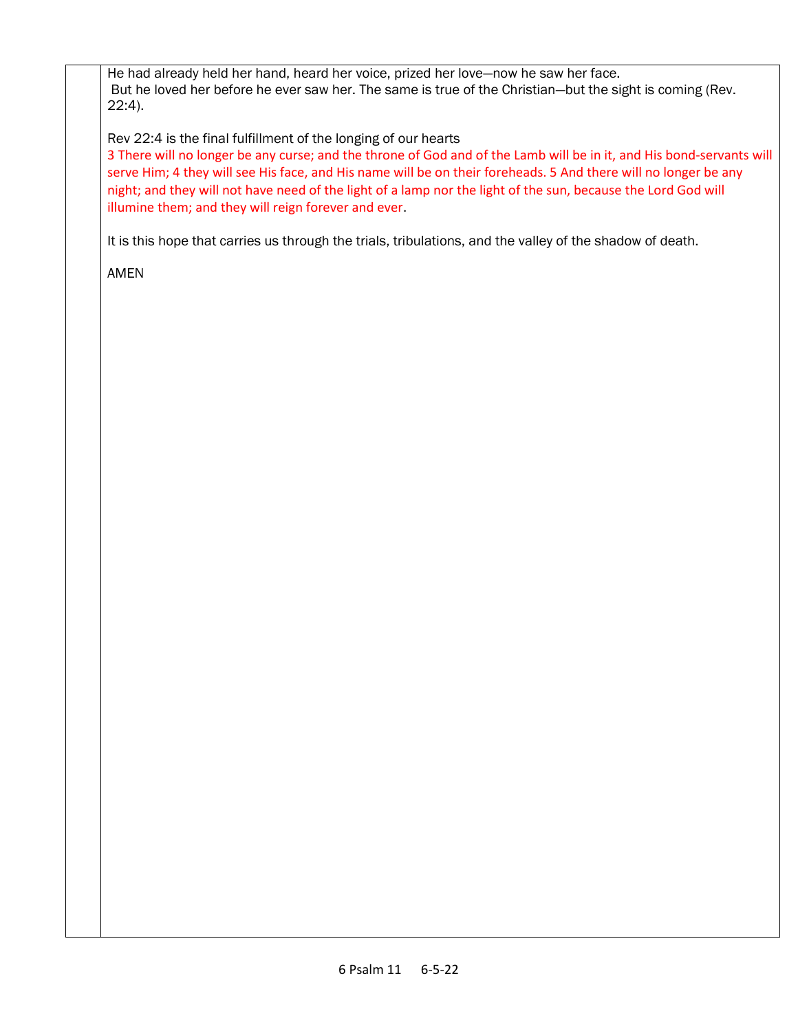He had already held her hand, heard her voice, prized her love—now he saw her face.
But he loved her before he ever saw her. The same is true of the Christian—but the sight is coming (Rev. 22:4).

Rev 22:4 is the final fulfillment of the longing of our hearts
3 There will no longer be any curse; and the throne of God and of the Lamb will be in it, and His bond-servants will serve Him; 4 they will see His face, and His name will be on their foreheads. 5 And there will no longer be any night; and they will not have need of the light of a lamp nor the light of the sun, because the Lord God will illumine them; and they will reign forever and ever.

It is this hope that carries us through the trials, tribulations, and the valley of the shadow of death.

AMEN